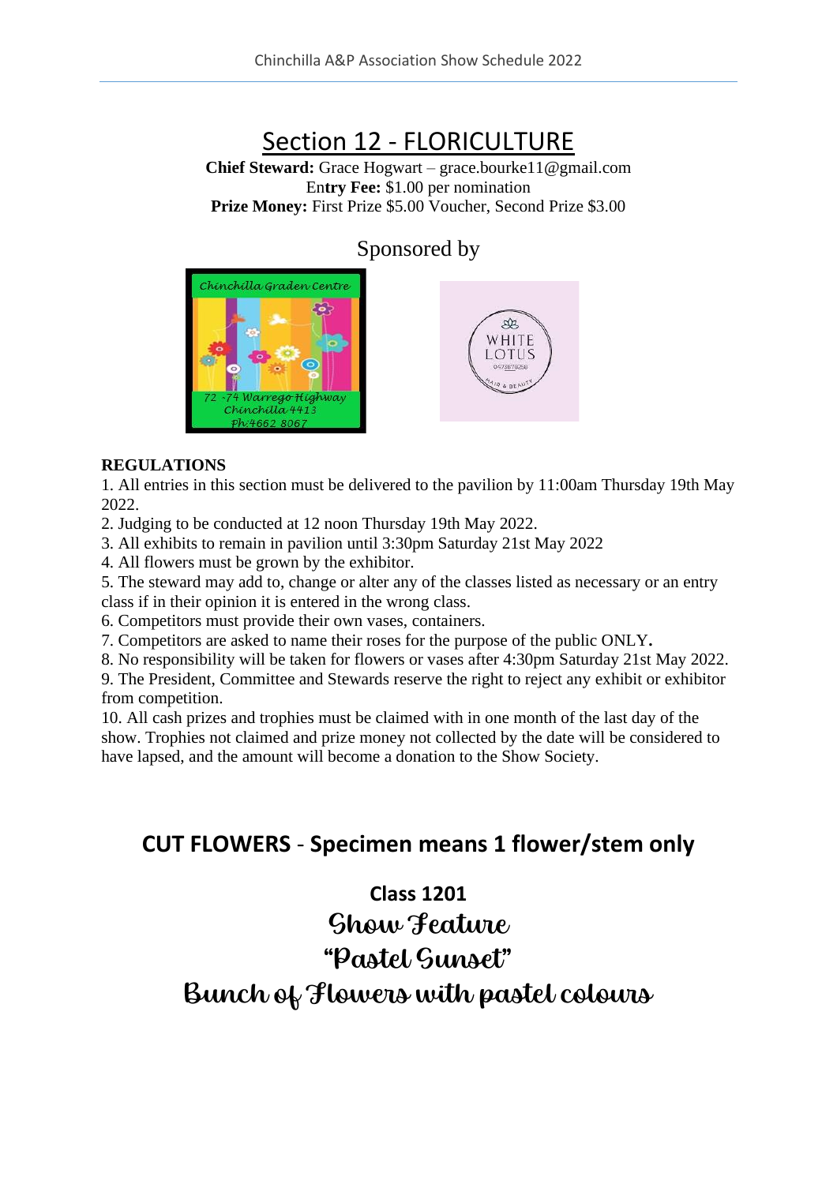# Section 12 - FLORICULTURE

**Chief Steward:** Grace Hogwart – grace.bourke11@gmail.com
En**try Fee:** $1.00 per nomination
**Prize Money:** First Prize $5.00 Voucher, Second Prize $3.00

Sponsored by

**REGULATIONS**

1. All entries in this section must be delivered to the pavilion by 11:00am Thursday 19th May 2022.
2. Judging to be conducted at 12 noon Thursday 19th May 2022.
3. All exhibits to remain in pavilion until 3:30pm Saturday 21st May 2022
4. All flowers must be grown by the exhibitor.
5. The steward may add to, change or alter any of the classes listed as necessary or an entry class if in their opinion it is entered in the wrong class.
6. Competitors must provide their own vases, containers.
7. Competitors are asked to name their roses for the purpose of the public ONLY**.**
8. No responsibility will be taken for flowers or vases after 4:30pm Saturday 21st May 2022.
9. The President, Committee and Stewards reserve the right to reject any exhibit or exhibitor from competition.
10. All cash prizes and trophies must be claimed with in one month of the last day of the show. Trophies not claimed and prize money not collected by the date will be considered to have lapsed, and the amount will become a donation to the Show Society.

## CUT FLOWERS - Specimen means 1 flower/stem only

### Class 1201

### Show Feature

### "Pastel Sunset"

### Bunch of Flowers with pastel colours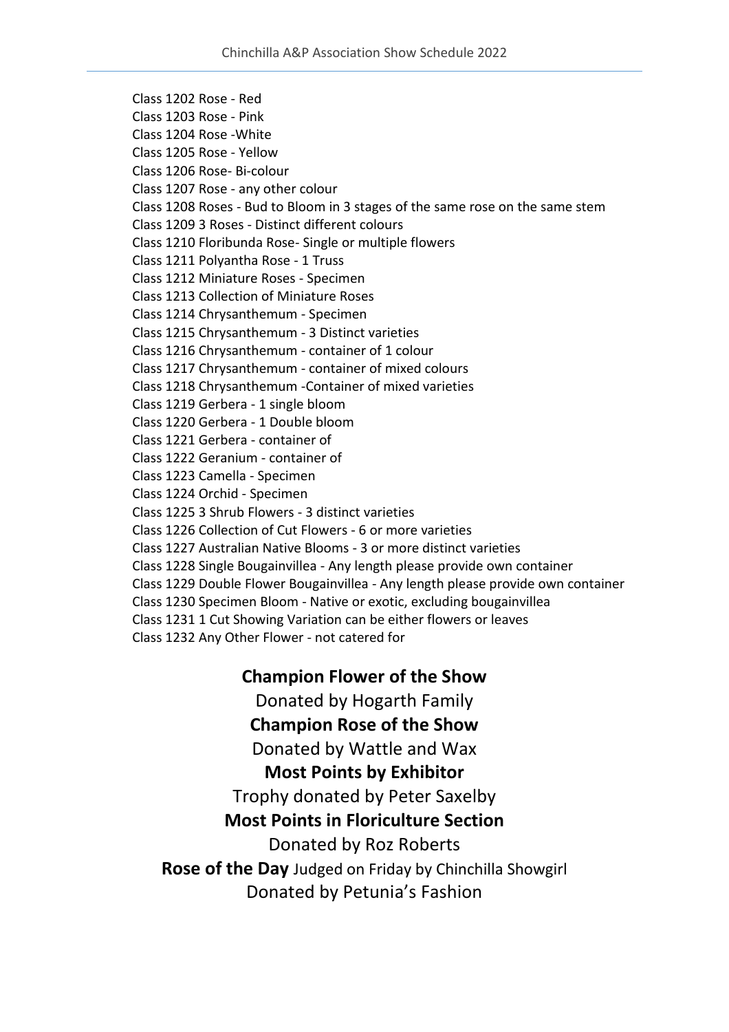Class 1202 Rose - Red
Class 1203 Rose - Pink
Class 1204 Rose -White
Class 1205 Rose - Yellow
Class 1206 Rose- Bi-colour
Class 1207 Rose - any other colour
Class 1208 Roses - Bud to Bloom in 3 stages of the same rose on the same stem
Class 1209 3 Roses - Distinct different colours
Class 1210 Floribunda Rose- Single or multiple flowers
Class 1211 Polyantha Rose - 1 Truss
Class 1212 Miniature Roses - Specimen
Class 1213 Collection of Miniature Roses
Class 1214 Chrysanthemum - Specimen
Class 1215 Chrysanthemum - 3 Distinct varieties
Class 1216 Chrysanthemum - container of 1 colour
Class 1217 Chrysanthemum - container of mixed colours
Class 1218 Chrysanthemum -Container of mixed varieties
Class 1219 Gerbera - 1 single bloom
Class 1220 Gerbera - 1 Double bloom
Class 1221 Gerbera - container of
Class 1222 Geranium - container of
Class 1223 Camella - Specimen
Class 1224 Orchid - Specimen
Class 1225 3 Shrub Flowers - 3 distinct varieties
Class 1226 Collection of Cut Flowers - 6 or more varieties
Class 1227 Australian Native Blooms - 3 or more distinct varieties
Class 1228 Single Bougainvillea - Any length please provide own container
Class 1229 Double Flower Bougainvillea - Any length please provide own container
Class 1230 Specimen Bloom - Native or exotic, excluding bougainvillea
Class 1231 1 Cut Showing Variation can be either flowers or leaves
Class 1232 Any Other Flower - not catered for

**Champion Flower of the Show**

Donated by Hogarth Family

**Champion Rose of the Show**

Donated by Wattle and Wax

**Most Points by Exhibitor**

Trophy donated by Peter Saxelby

**Most Points in Floriculture Section**

Donated by Roz Roberts

**Rose of the Day** Judged on Friday by Chinchilla Showgirl

Donated by Petunia's Fashion